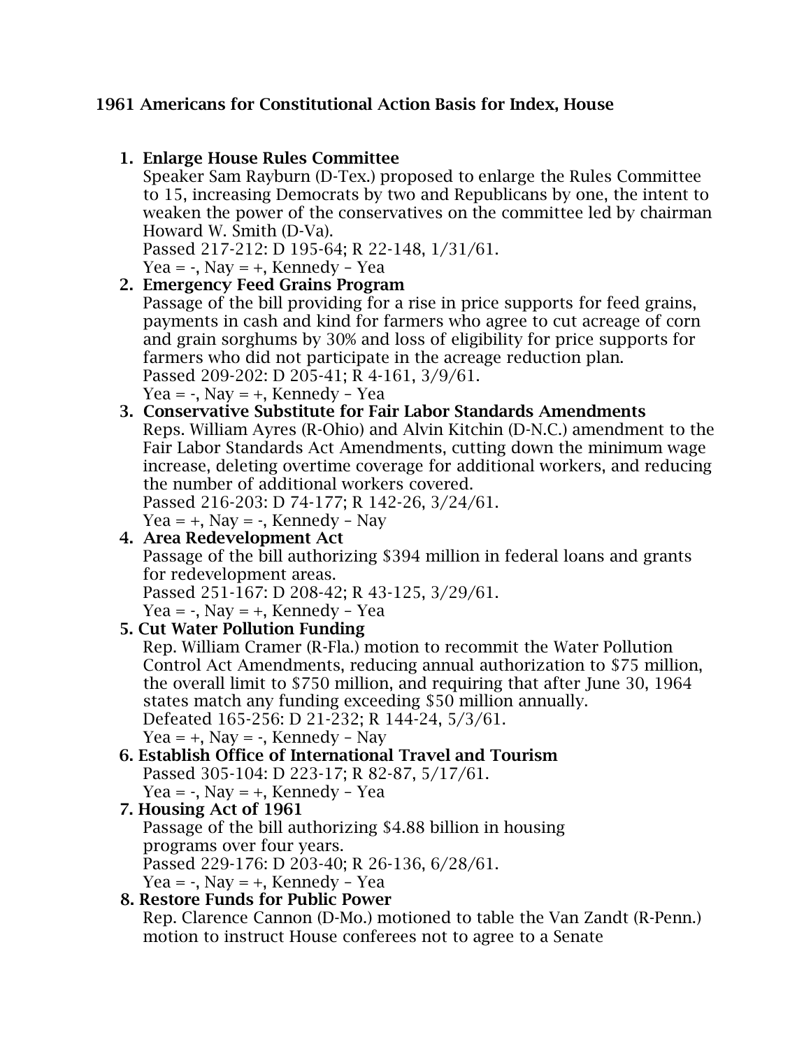## 1961 Americans for Constitutional Action Basis for Index, House

1. **Enlarge House Rules Committee**
   Speaker Sam Rayburn (D-Tex.) proposed to enlarge the Rules Committee to 15, increasing Democrats by two and Republicans by one, the intent to weaken the power of the conservatives on the committee led by chairman Howard W. Smith (D-Va).
   Passed 217-212: D 195-64; R 22-148, 1/31/61.
   Yea = -, Nay = +, Kennedy – Yea
2. **Emergency Feed Grains Program**
   Passage of the bill providing for a rise in price supports for feed grains, payments in cash and kind for farmers who agree to cut acreage of corn and grain sorghums by 30% and loss of eligibility for price supports for farmers who did not participate in the acreage reduction plan.
   Passed 209-202: D 205-41; R 4-161, 3/9/61.
   Yea = -, Nay = +, Kennedy – Yea
3. **Conservative Substitute for Fair Labor Standards Amendments**
   Reps. William Ayres (R-Ohio) and Alvin Kitchin (D-N.C.) amendment to the Fair Labor Standards Act Amendments, cutting down the minimum wage increase, deleting overtime coverage for additional workers, and reducing the number of additional workers covered.
   Passed 216-203: D 74-177; R 142-26, 3/24/61.
   Yea = +, Nay = -, Kennedy – Nay
4. **Area Redevelopment Act**
   Passage of the bill authorizing $394 million in federal loans and grants for redevelopment areas.
   Passed 251-167: D 208-42; R 43-125, 3/29/61.
   Yea = -, Nay = +, Kennedy – Yea
5. **Cut Water Pollution Funding**
   Rep. William Cramer (R-Fla.) motion to recommit the Water Pollution Control Act Amendments, reducing annual authorization to $75 million, the overall limit to $750 million, and requiring that after June 30, 1964 states match any funding exceeding $50 million annually.
   Defeated 165-256: D 21-232; R 144-24, 5/3/61.
   Yea = +, Nay = -, Kennedy – Nay
6. **Establish Office of International Travel and Tourism**
   Passed 305-104: D 223-17; R 82-87, 5/17/61.
   Yea = -, Nay = +, Kennedy – Yea
7. **Housing Act of 1961**
   Passage of the bill authorizing $4.88 billion in housing programs over four years.
   Passed 229-176: D 203-40; R 26-136, 6/28/61.
   Yea = -, Nay = +, Kennedy – Yea
8. **Restore Funds for Public Power**
   Rep. Clarence Cannon (D-Mo.) motioned to table the Van Zandt (R-Penn.) motion to instruct House conferees not to agree to a Senate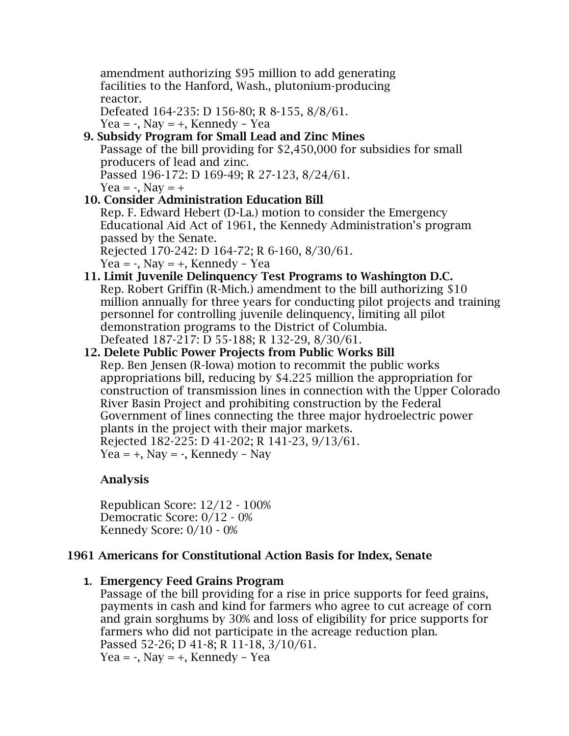amendment authorizing $95 million to add generating facilities to the Hanford, Wash., plutonium-producing reactor.
Defeated 164-235: D 156-80; R 8-155, 8/8/61.
Yea = -, Nay = +, Kennedy – Yea

9. **Subsidy Program for Small Lead and Zinc Mines**
   Passage of the bill providing for $2,450,000 for subsidies for small producers of lead and zinc.
   Passed 196-172: D 169-49; R 27-123, 8/24/61.
   Yea = -, Nay = +

10. **Consider Administration Education Bill**
    Rep. F. Edward Hebert (D-La.) motion to consider the Emergency Educational Aid Act of 1961, the Kennedy Administration's program passed by the Senate.
    Rejected 170-242: D 164-72; R 6-160, 8/30/61.
    Yea = -, Nay = +, Kennedy – Yea

11. **Limit Juvenile Delinquency Test Programs to Washington D.C.**
    Rep. Robert Griffin (R-Mich.) amendment to the bill authorizing $10 million annually for three years for conducting pilot projects and training personnel for controlling juvenile delinquency, limiting all pilot demonstration programs to the District of Columbia.
    Defeated 187-217: D 55-188; R 132-29, 8/30/61.

12. **Delete Public Power Projects from Public Works Bill**
    Rep. Ben Jensen (R-Iowa) motion to recommit the public works appropriations bill, reducing by $4.225 million the appropriation for construction of transmission lines in connection with the Upper Colorado River Basin Project and prohibiting construction by the Federal Government of lines connecting the three major hydroelectric power plants in the project with their major markets.
    Rejected 182-225: D 41-202; R 141-23, 9/13/61.
    Yea = +, Nay = -, Kennedy – Nay

**Analysis**

Republican Score: 12/12 - 100%
Democratic Score: 0/12 - 0%
Kennedy Score: 0/10 - 0%

## 1961 Americans for Constitutional Action Basis for Index, Senate

1. **Emergency Feed Grains Program**
   Passage of the bill providing for a rise in price supports for feed grains, payments in cash and kind for farmers who agree to cut acreage of corn and grain sorghums by 30% and loss of eligibility for price supports for farmers who did not participate in the acreage reduction plan.
   Passed 52-26; D 41-8; R 11-18, 3/10/61.
   Yea = -, Nay = +, Kennedy – Yea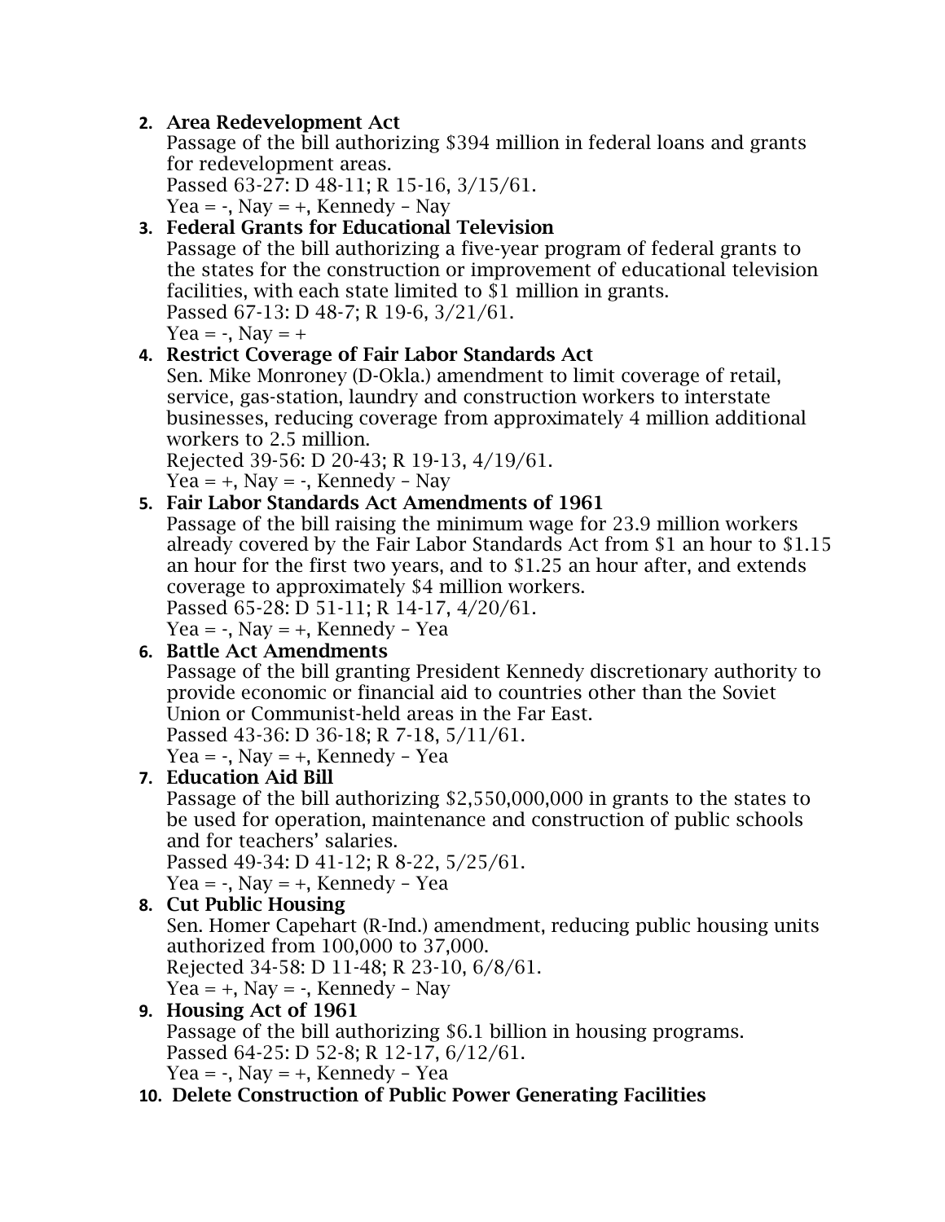2. **Area Redevelopment Act**
   Passage of the bill authorizing $394 million in federal loans and grants for redevelopment areas.
   Passed 63-27: D 48-11; R 15-16, 3/15/61.
   Yea = -, Nay = +, Kennedy – Nay
3. **Federal Grants for Educational Television**
   Passage of the bill authorizing a five-year program of federal grants to the states for the construction or improvement of educational television facilities, with each state limited to $1 million in grants.
   Passed 67-13: D 48-7; R 19-6, 3/21/61.
   Yea = -, Nay = +
4. **Restrict Coverage of Fair Labor Standards Act**
   Sen. Mike Monroney (D-Okla.) amendment to limit coverage of retail, service, gas-station, laundry and construction workers to interstate businesses, reducing coverage from approximately 4 million additional workers to 2.5 million.
   Rejected 39-56: D 20-43; R 19-13, 4/19/61.
   Yea = +, Nay = -, Kennedy – Nay
5. **Fair Labor Standards Act Amendments of 1961**
   Passage of the bill raising the minimum wage for 23.9 million workers already covered by the Fair Labor Standards Act from $1 an hour to $1.15 an hour for the first two years, and to $1.25 an hour after, and extends coverage to approximately $4 million workers.
   Passed 65-28: D 51-11; R 14-17, 4/20/61.
   Yea = -, Nay = +, Kennedy – Yea
6. **Battle Act Amendments**
   Passage of the bill granting President Kennedy discretionary authority to provide economic or financial aid to countries other than the Soviet Union or Communist-held areas in the Far East.
   Passed 43-36: D 36-18; R 7-18, 5/11/61.
   Yea = -, Nay = +, Kennedy – Yea
7. **Education Aid Bill**
   Passage of the bill authorizing $2,550,000,000 in grants to the states to be used for operation, maintenance and construction of public schools and for teachers' salaries.
   Passed 49-34: D 41-12; R 8-22, 5/25/61.
   Yea = -, Nay = +, Kennedy – Yea
8. **Cut Public Housing**
   Sen. Homer Capehart (R-Ind.) amendment, reducing public housing units authorized from 100,000 to 37,000.
   Rejected 34-58: D 11-48; R 23-10, 6/8/61.
   Yea = +, Nay = -, Kennedy – Nay
9. **Housing Act of 1961**
   Passage of the bill authorizing $6.1 billion in housing programs.
   Passed 64-25: D 52-8; R 12-17, 6/12/61.
   Yea = -, Nay = +, Kennedy – Yea
10. **Delete Construction of Public Power Generating Facilities**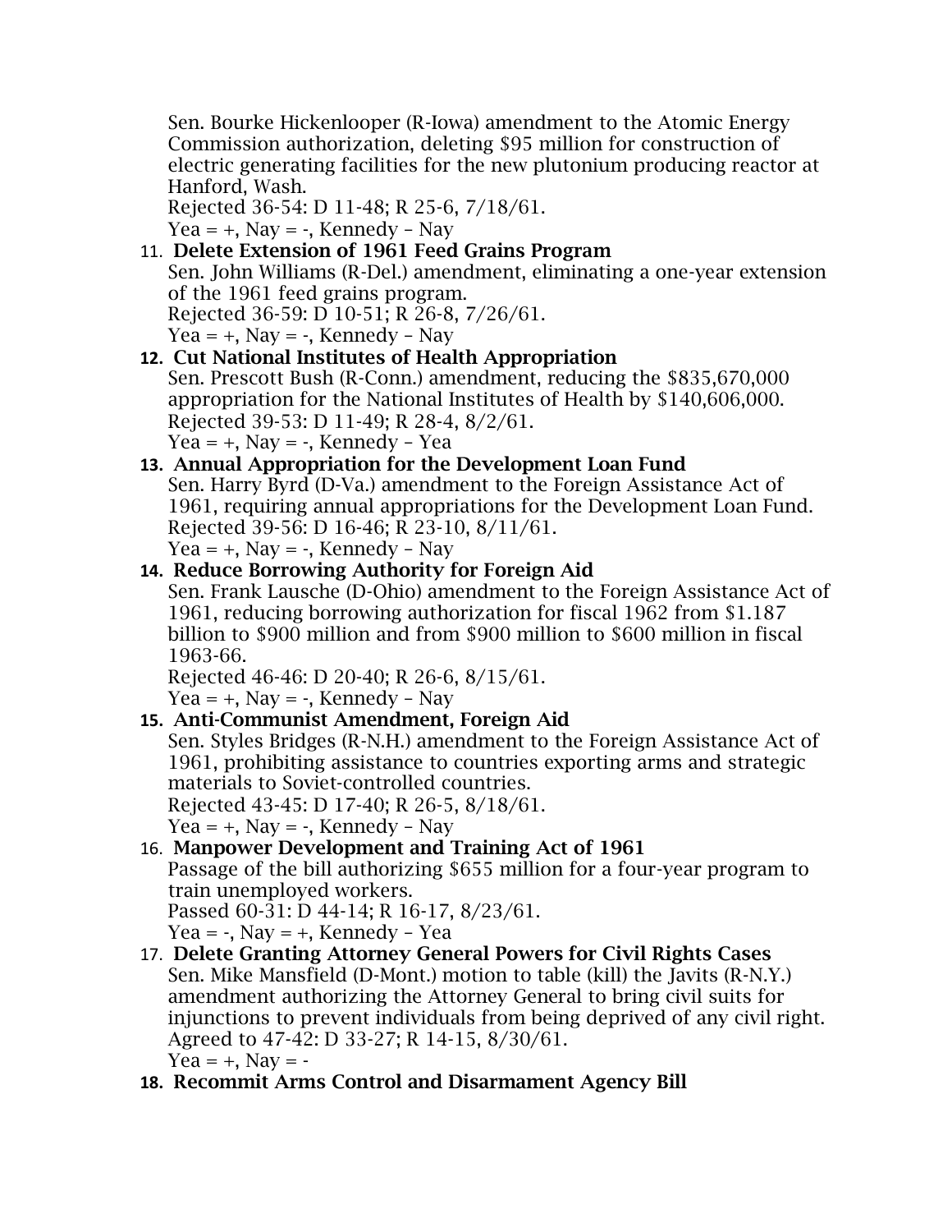Sen. Bourke Hickenlooper (R-Iowa) amendment to the Atomic Energy Commission authorization, deleting $95 million for construction of electric generating facilities for the new plutonium producing reactor at Hanford, Wash.
Rejected 36-54: D 11-48; R 25-6, 7/18/61.
Yea = +, Nay = -, Kennedy – Nay

11. **Delete Extension of 1961 Feed Grains Program**
Sen. John Williams (R-Del.) amendment, eliminating a one-year extension of the 1961 feed grains program.
Rejected 36-59: D 10-51; R 26-8, 7/26/61.
Yea = +, Nay = -, Kennedy – Nay

12. **Cut National Institutes of Health Appropriation**
Sen. Prescott Bush (R-Conn.) amendment, reducing the $835,670,000 appropriation for the National Institutes of Health by $140,606,000.
Rejected 39-53: D 11-49; R 28-4, 8/2/61.
Yea = +, Nay = -, Kennedy – Yea

13. **Annual Appropriation for the Development Loan Fund**
Sen. Harry Byrd (D-Va.) amendment to the Foreign Assistance Act of 1961, requiring annual appropriations for the Development Loan Fund.
Rejected 39-56: D 16-46; R 23-10, 8/11/61.
Yea = +, Nay = -, Kennedy – Nay

14. **Reduce Borrowing Authority for Foreign Aid**
Sen. Frank Lausche (D-Ohio) amendment to the Foreign Assistance Act of 1961, reducing borrowing authorization for fiscal 1962 from $1.187 billion to $900 million and from $900 million to $600 million in fiscal 1963-66.
Rejected 46-46: D 20-40; R 26-6, 8/15/61.
Yea = +, Nay = -, Kennedy – Nay

15. **Anti-Communist Amendment, Foreign Aid**
Sen. Styles Bridges (R-N.H.) amendment to the Foreign Assistance Act of 1961, prohibiting assistance to countries exporting arms and strategic materials to Soviet-controlled countries.
Rejected 43-45: D 17-40; R 26-5, 8/18/61.
Yea = +, Nay = -, Kennedy – Nay

16. **Manpower Development and Training Act of 1961**
Passage of the bill authorizing $655 million for a four-year program to train unemployed workers.
Passed 60-31: D 44-14; R 16-17, 8/23/61.
Yea = -, Nay = +, Kennedy – Yea

17. **Delete Granting Attorney General Powers for Civil Rights Cases**
Sen. Mike Mansfield (D-Mont.) motion to table (kill) the Javits (R-N.Y.) amendment authorizing the Attorney General to bring civil suits for injunctions to prevent individuals from being deprived of any civil right.
Agreed to 47-42: D 33-27; R 14-15, 8/30/61.
Yea = +, Nay = -

18. **Recommit Arms Control and Disarmament Agency Bill**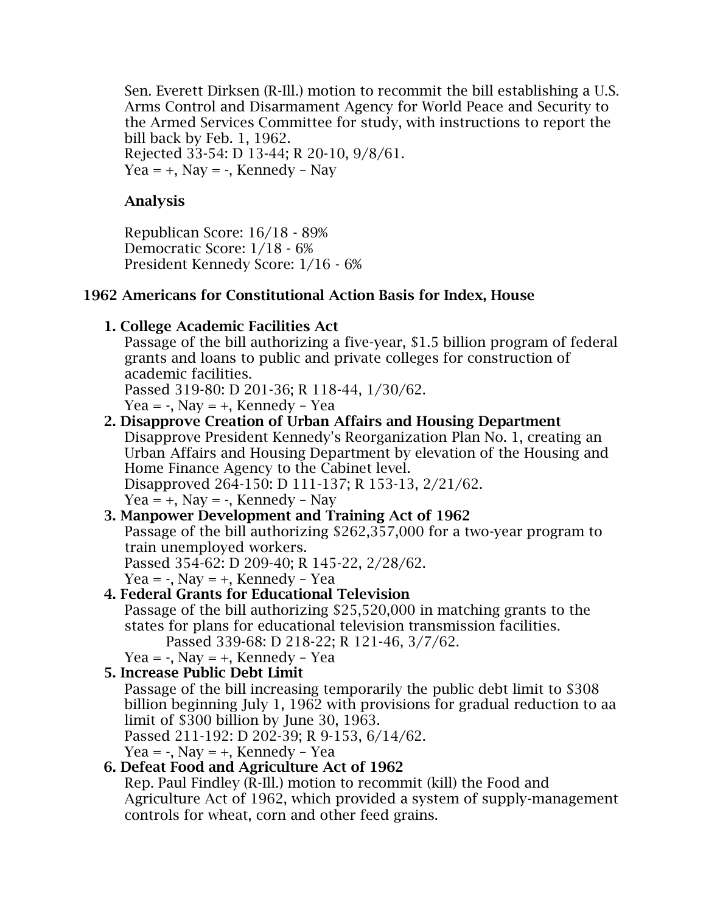Sen. Everett Dirksen (R-Ill.) motion to recommit the bill establishing a U.S. Arms Control and Disarmament Agency for World Peace and Security to the Armed Services Committee for study, with instructions to report the bill back by Feb. 1, 1962.
Rejected 33-54: D 13-44; R 20-10, 9/8/61.
Yea = +, Nay = -, Kennedy – Nay

**Analysis**

Republican Score: 16/18 - 89%
Democratic Score: 1/18 - 6%
President Kennedy Score: 1/16 - 6%

## 1962 Americans for Constitutional Action Basis for Index, House

1. **College Academic Facilities Act**
   Passage of the bill authorizing a five-year, $1.5 billion program of federal grants and loans to public and private colleges for construction of academic facilities.
   Passed 319-80: D 201-36; R 118-44, 1/30/62.
   Yea = -, Nay = +, Kennedy – Yea
2. **Disapprove Creation of Urban Affairs and Housing Department**
   Disapprove President Kennedy's Reorganization Plan No. 1, creating an Urban Affairs and Housing Department by elevation of the Housing and Home Finance Agency to the Cabinet level.
   Disapproved 264-150: D 111-137; R 153-13, 2/21/62.
   Yea = +, Nay = -, Kennedy – Nay
3. **Manpower Development and Training Act of 1962**
   Passage of the bill authorizing $262,357,000 for a two-year program to train unemployed workers.
   Passed 354-62: D 209-40; R 145-22, 2/28/62.
   Yea = -, Nay = +, Kennedy – Yea
4. **Federal Grants for Educational Television**
   Passage of the bill authorizing $25,520,000 in matching grants to the states for plans for educational television transmission facilities.
   Passed 339-68: D 218-22; R 121-46, 3/7/62.
   Yea = -, Nay = +, Kennedy – Yea
5. **Increase Public Debt Limit**
   Passage of the bill increasing temporarily the public debt limit to $308 billion beginning July 1, 1962 with provisions for gradual reduction to aa limit of $300 billion by June 30, 1963.
   Passed 211-192: D 202-39; R 9-153, 6/14/62.
   Yea = -, Nay = +, Kennedy – Yea
6. **Defeat Food and Agriculture Act of 1962**
   Rep. Paul Findley (R-Ill.) motion to recommit (kill) the Food and Agriculture Act of 1962, which provided a system of supply-management controls for wheat, corn and other feed grains.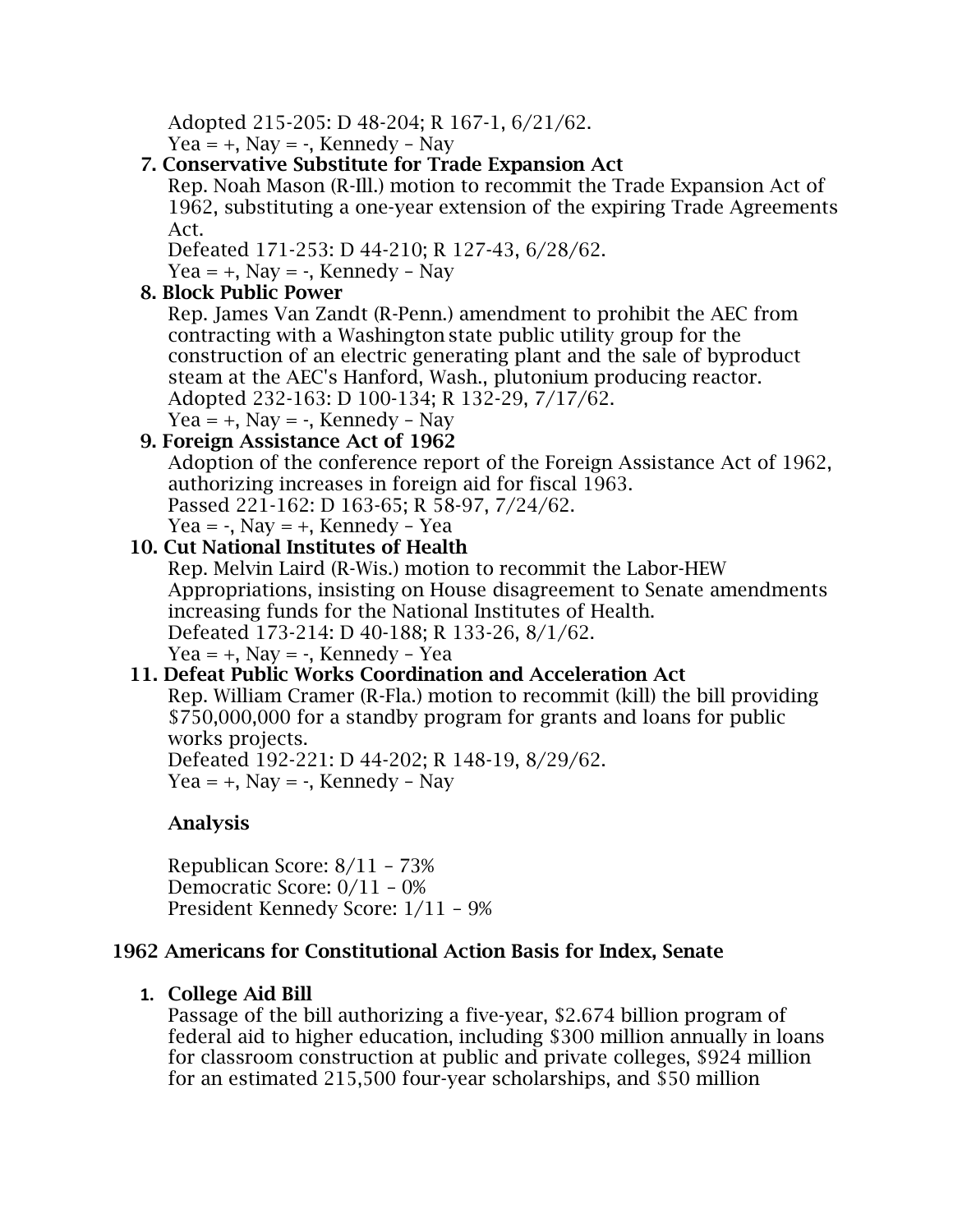Adopted 215-205: D 48-204; R 167-1, 6/21/62.
Yea = +, Nay = -, Kennedy – Nay

7. **Conservative Substitute for Trade Expansion Act**
   Rep. Noah Mason (R-Ill.) motion to recommit the Trade Expansion Act of 1962, substituting a one-year extension of the expiring Trade Agreements Act.
   Defeated 171-253: D 44-210; R 127-43, 6/28/62.
   Yea = +, Nay = -, Kennedy – Nay
8. **Block Public Power**
   Rep. James Van Zandt (R-Penn.) amendment to prohibit the AEC from contracting with a Washington state public utility group for the construction of an electric generating plant and the sale of byproduct steam at the AEC's Hanford, Wash., plutonium producing reactor.
   Adopted 232-163: D 100-134; R 132-29, 7/17/62.
   Yea = +, Nay = -, Kennedy – Nay
9. **Foreign Assistance Act of 1962**
   Adoption of the conference report of the Foreign Assistance Act of 1962, authorizing increases in foreign aid for fiscal 1963.
   Passed 221-162: D 163-65; R 58-97, 7/24/62.
   Yea = -, Nay = +, Kennedy – Yea
10. **Cut National Institutes of Health**
    Rep. Melvin Laird (R-Wis.) motion to recommit the Labor-HEW Appropriations, insisting on House disagreement to Senate amendments increasing funds for the National Institutes of Health.
    Defeated 173-214: D 40-188; R 133-26, 8/1/62.
    Yea = +, Nay = -, Kennedy – Yea
11. **Defeat Public Works Coordination and Acceleration Act**
    Rep. William Cramer (R-Fla.) motion to recommit (kill) the bill providing $750,000,000 for a standby program for grants and loans for public works projects.
    Defeated 192-221: D 44-202; R 148-19, 8/29/62.
    Yea = +, Nay = -, Kennedy – Nay

**Analysis**

Republican Score: 8/11 – 73%
Democratic Score: 0/11 – 0%
President Kennedy Score: 1/11 – 9%

### 1962 Americans for Constitutional Action Basis for Index, Senate

1. **College Aid Bill**
   Passage of the bill authorizing a five-year, $2.674 billion program of federal aid to higher education, including $300 million annually in loans for classroom construction at public and private colleges, $924 million for an estimated 215,500 four-year scholarships, and $50 million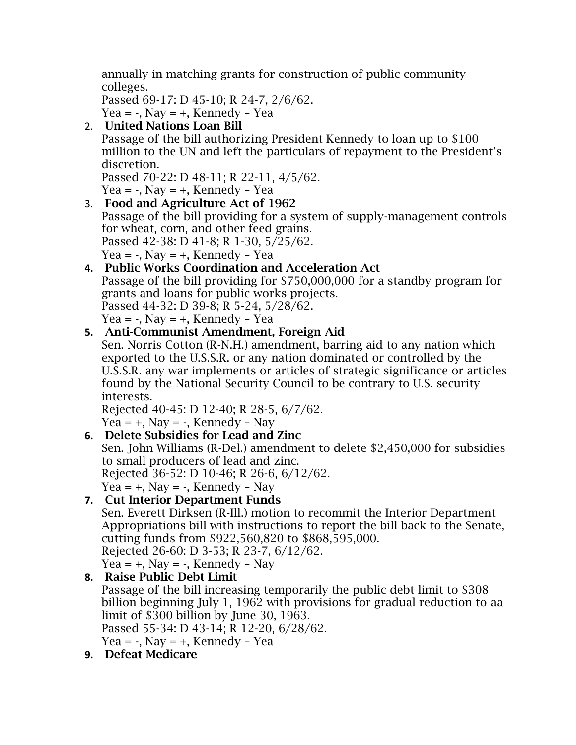annually in matching grants for construction of public community colleges.
Passed 69-17: D 45-10; R 24-7, 2/6/62.
Yea = -, Nay = +, Kennedy – Yea

2. **United Nations Loan Bill**
   Passage of the bill authorizing President Kennedy to loan up to $100 million to the UN and left the particulars of repayment to the President's discretion.
   Passed 70-22: D 48-11; R 22-11, 4/5/62.
   Yea = -, Nay = +, Kennedy – Yea
3. **Food and Agriculture Act of 1962**
   Passage of the bill providing for a system of supply-management controls for wheat, corn, and other feed grains.
   Passed 42-38: D 41-8; R 1-30, 5/25/62.
   Yea = -, Nay = +, Kennedy – Yea
4. **Public Works Coordination and Acceleration Act**
   Passage of the bill providing for $750,000,000 for a standby program for grants and loans for public works projects.
   Passed 44-32: D 39-8; R 5-24, 5/28/62.
   Yea = -, Nay = +, Kennedy – Yea
5. **Anti-Communist Amendment, Foreign Aid**
   Sen. Norris Cotton (R-N.H.) amendment, barring aid to any nation which exported to the U.S.S.R. or any nation dominated or controlled by the U.S.S.R. any war implements or articles of strategic significance or articles found by the National Security Council to be contrary to U.S. security interests.
   Rejected 40-45: D 12-40; R 28-5, 6/7/62.
   Yea = +, Nay = -, Kennedy – Nay
6. **Delete Subsidies for Lead and Zinc**
   Sen. John Williams (R-Del.) amendment to delete $2,450,000 for subsidies to small producers of lead and zinc.
   Rejected 36-52: D 10-46; R 26-6, 6/12/62.
   Yea = +, Nay = -, Kennedy – Nay
7. **Cut Interior Department Funds**
   Sen. Everett Dirksen (R-Ill.) motion to recommit the Interior Department Appropriations bill with instructions to report the bill back to the Senate, cutting funds from $922,560,820 to $868,595,000.
   Rejected 26-60: D 3-53; R 23-7, 6/12/62.
   Yea = +, Nay = -, Kennedy – Nay
8. **Raise Public Debt Limit**
   Passage of the bill increasing temporarily the public debt limit to $308 billion beginning July 1, 1962 with provisions for gradual reduction to aa limit of $300 billion by June 30, 1963.
   Passed 55-34: D 43-14; R 12-20, 6/28/62.
   Yea = -, Nay = +, Kennedy – Yea
9. **Defeat Medicare**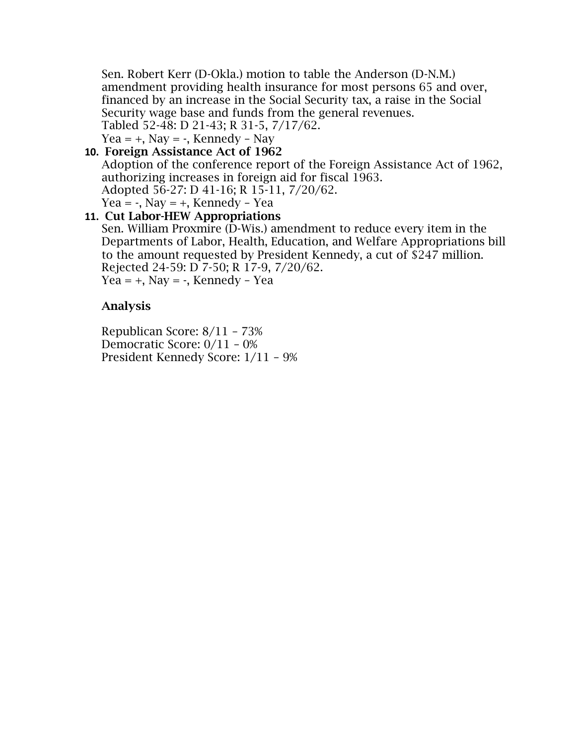Sen. Robert Kerr (D-Okla.) motion to table the Anderson (D-N.M.) amendment providing health insurance for most persons 65 and over, financed by an increase in the Social Security tax, a raise in the Social Security wage base and funds from the general revenues.
Tabled 52-48: D 21-43; R 31-5, 7/17/62.
Yea = +, Nay = -, Kennedy – Nay

10. **Foreign Assistance Act of 1962**
    Adoption of the conference report of the Foreign Assistance Act of 1962, authorizing increases in foreign aid for fiscal 1963.
    Adopted 56-27: D 41-16; R 15-11, 7/20/62.
    Yea = -, Nay = +, Kennedy – Yea

11. **Cut Labor-HEW Appropriations**
    Sen. William Proxmire (D-Wis.) amendment to reduce every item in the Departments of Labor, Health, Education, and Welfare Appropriations bill to the amount requested by President Kennedy, a cut of $247 million.
    Rejected 24-59: D 7-50; R 17-9, 7/20/62.
    Yea = +, Nay = -, Kennedy – Yea

### Analysis

Republican Score: 8/11 – 73%
Democratic Score: 0/11 – 0%
President Kennedy Score: 1/11 – 9%